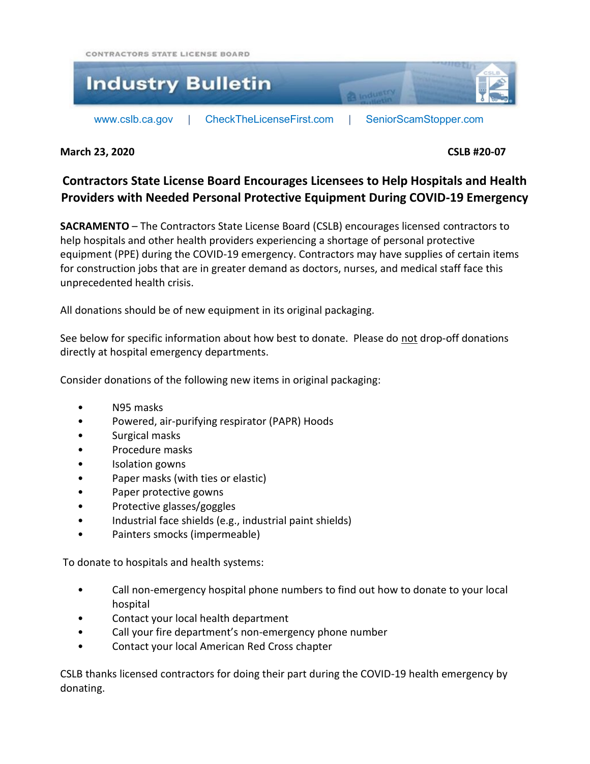CONTRACTORS STATE LICENSE BOARD

# Industry Bulletin

www.cslb.ca.gov | CheckTheLicenseFirst.com | SeniorScamStopper.com

**March 23, 2020** **CSLB #20-07**

## Contractors State License Board Encourages Licensees to Help Hospitals and Health Providers with Needed Personal Protective Equipment During COVID-19 Emergency

**SACRAMENTO** – The Contractors State License Board (CSLB) encourages licensed contractors to help hospitals and other health providers experiencing a shortage of personal protective equipment (PPE) during the COVID-19 emergency. Contractors may have supplies of certain items for construction jobs that are in greater demand as doctors, nurses, and medical staff face this unprecedented health crisis.

All donations should be of new equipment in its original packaging.

See below for specific information about how best to donate. Please do <u>not</u> drop-off donations directly at hospital emergency departments.

Consider donations of the following new items in original packaging:

- N95 masks
- Powered, air-purifying respirator (PAPR) Hoods
- Surgical masks
- Procedure masks
- Isolation gowns
- Paper masks (with ties or elastic)
- Paper protective gowns
- Protective glasses/goggles
- Industrial face shields (e.g., industrial paint shields)
- Painters smocks (impermeable)

To donate to hospitals and health systems:

- Call non-emergency hospital phone numbers to find out how to donate to your local hospital
- Contact your local health department
- Call your fire department's non-emergency phone number
- Contact your local American Red Cross chapter

CSLB thanks licensed contractors for doing their part during the COVID-19 health emergency by donating.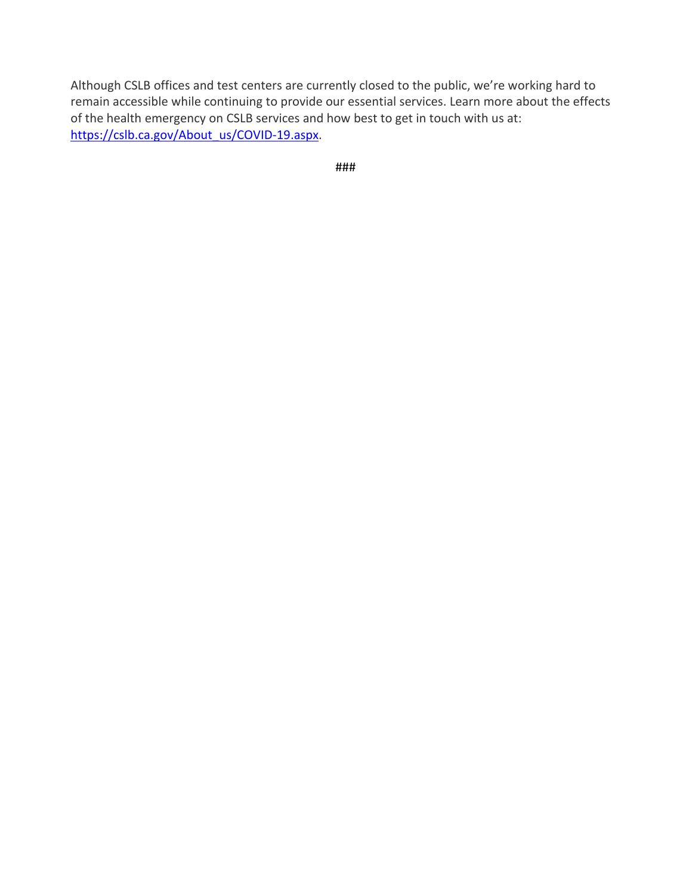Although CSLB offices and test centers are currently closed to the public, we're working hard to remain accessible while continuing to provide our essential services. Learn more about the effects of the health emergency on CSLB services and how best to get in touch with us at: [https://cslb.ca.gov/About_us/COVID-19.aspx](https://cslb.ca.gov/About_us/COVID-19.aspx).

###